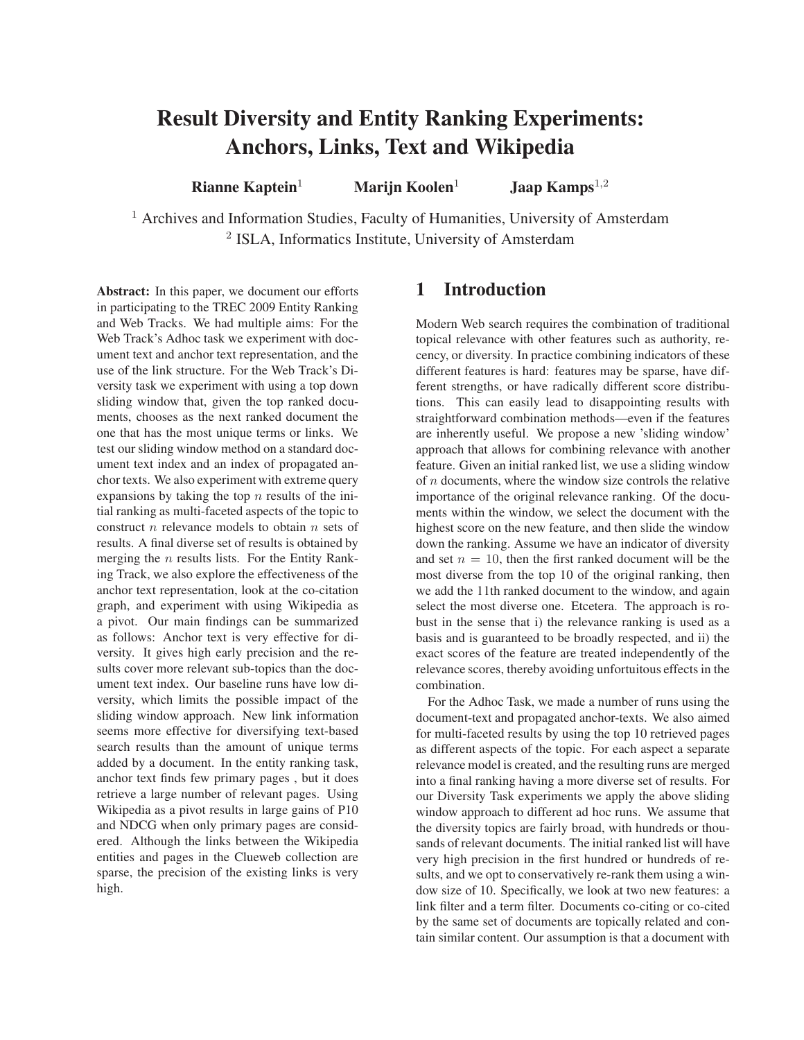# Result Diversity and Entity Ranking Experiments: Anchors, Links, Text and Wikipedia

**Rianne Kaptein**[1] **Marijn Koolen**[1] **Jaap Kamps**[1,2]

[1] Archives and Information Studies, Faculty of Humanities, University of Amsterdam
[2] ISLA, Informatics Institute, University of Amsterdam

**Abstract:** In this paper, we document our efforts in participating to the TREC 2009 Entity Ranking and Web Tracks. We had multiple aims: For the Web Track's Adhoc task we experiment with document text and anchor text representation, and the use of the link structure. For the Web Track's Diversity task we experiment with using a top down sliding window that, given the top ranked documents, chooses as the next ranked document the one that has the most unique terms or links. We test our sliding window method on a standard document text index and an index of propagated anchor texts. We also experiment with extreme query expansions by taking the top $n$ results of the initial ranking as multi-faceted aspects of the topic to construct $n$ relevance models to obtain $n$ sets of results. A final diverse set of results is obtained by merging the $n$ results lists. For the Entity Ranking Track, we also explore the effectiveness of the anchor text representation, look at the co-citation graph, and experiment with using Wikipedia as a pivot. Our main findings can be summarized as follows: Anchor text is very effective for diversity. It gives high early precision and the results cover more relevant sub-topics than the document text index. Our baseline runs have low diversity, which limits the possible impact of the sliding window approach. New link information seems more effective for diversifying text-based search results than the amount of unique terms added by a document. In the entity ranking task, anchor text finds few primary pages , but it does retrieve a large number of relevant pages. Using Wikipedia as a pivot results in large gains of P10 and NDCG when only primary pages are considered. Although the links between the Wikipedia entities and pages in the Clueweb collection are sparse, the precision of the existing links is very high.

## 1 Introduction

Modern Web search requires the combination of traditional topical relevance with other features such as authority, recency, or diversity. In practice combining indicators of these different features is hard: features may be sparse, have different strengths, or have radically different score distributions. This can easily lead to disappointing results with straightforward combination methods—even if the features are inherently useful. We propose a new 'sliding window' approach that allows for combining relevance with another feature. Given an initial ranked list, we use a sliding window of $n$ documents, where the window size controls the relative importance of the original relevance ranking. Of the documents within the window, we select the document with the highest score on the new feature, and then slide the window down the ranking. Assume we have an indicator of diversity and set $n = 10$, then the first ranked document will be the most diverse from the top 10 of the original ranking, then we add the 11th ranked document to the window, and again select the most diverse one. Etcetera. The approach is robust in the sense that i) the relevance ranking is used as a basis and is guaranteed to be broadly respected, and ii) the exact scores of the feature are treated independently of the relevance scores, thereby avoiding unfortuitous effects in the combination.

For the Adhoc Task, we made a number of runs using the document-text and propagated anchor-texts. We also aimed for multi-faceted results by using the top 10 retrieved pages as different aspects of the topic. For each aspect a separate relevance model is created, and the resulting runs are merged into a final ranking having a more diverse set of results. For our Diversity Task experiments we apply the above sliding window approach to different ad hoc runs. We assume that the diversity topics are fairly broad, with hundreds or thousands of relevant documents. The initial ranked list will have very high precision in the first hundred or hundreds of results, and we opt to conservatively re-rank them using a window size of 10. Specifically, we look at two new features: a link filter and a term filter. Documents co-citing or co-cited by the same set of documents are topically related and contain similar content. Our assumption is that a document with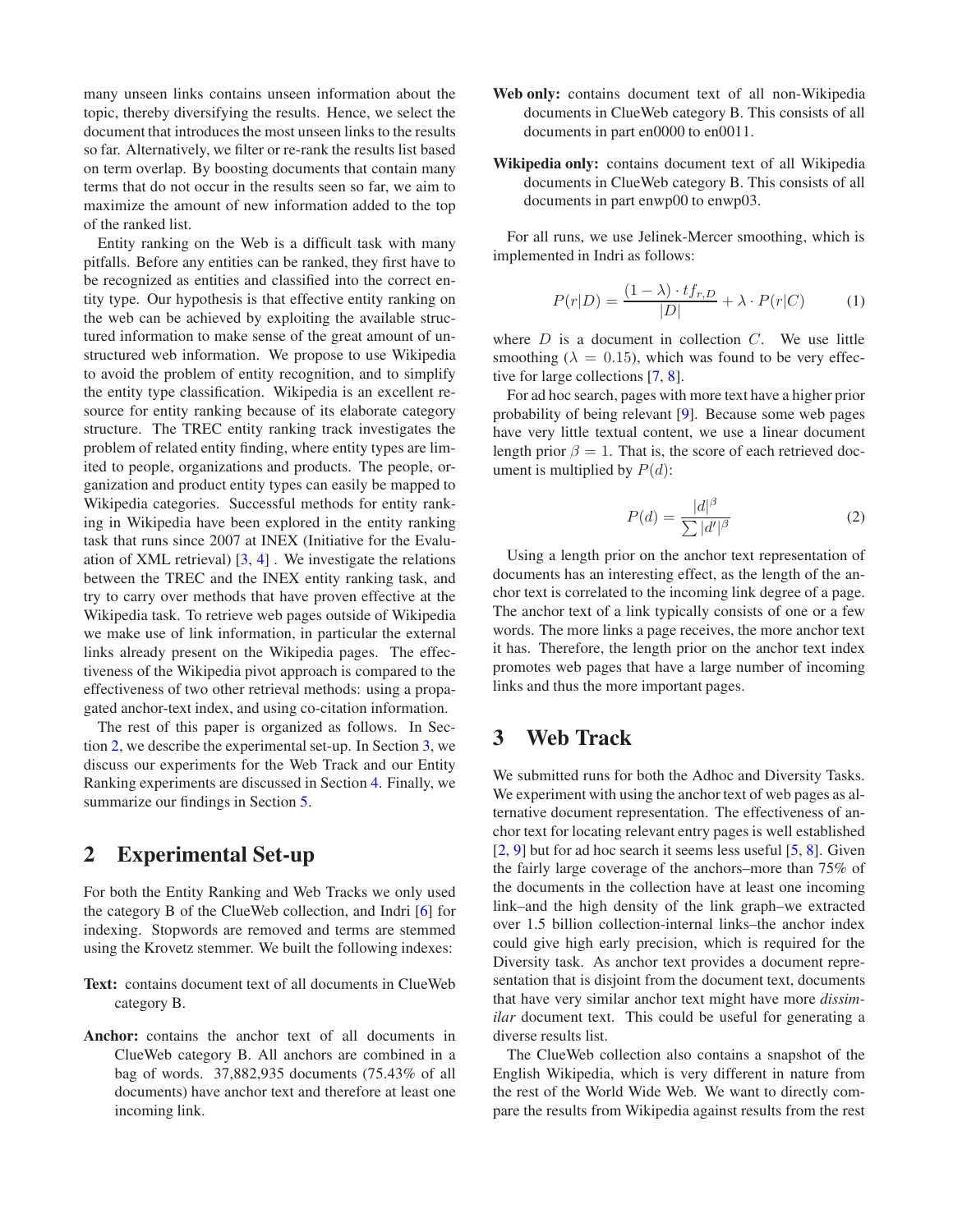many unseen links contains unseen information about the topic, thereby diversifying the results. Hence, we select the document that introduces the most unseen links to the results so far. Alternatively, we filter or re-rank the results list based on term overlap. By boosting documents that contain many terms that do not occur in the results seen so far, we aim to maximize the amount of new information added to the top of the ranked list.

Entity ranking on the Web is a difficult task with many pitfalls. Before any entities can be ranked, they first have to be recognized as entities and classified into the correct entity type. Our hypothesis is that effective entity ranking on the web can be achieved by exploiting the available structured information to make sense of the great amount of unstructured web information. We propose to use Wikipedia to avoid the problem of entity recognition, and to simplify the entity type classification. Wikipedia is an excellent resource for entity ranking because of its elaborate category structure. The TREC entity ranking track investigates the problem of related entity finding, where entity types are limited to people, organizations and products. The people, organization and product entity types can easily be mapped to Wikipedia categories. Successful methods for entity ranking in Wikipedia have been explored in the entity ranking task that runs since 2007 at INEX (Initiative for the Evaluation of XML retrieval) [3, 4] . We investigate the relations between the TREC and the INEX entity ranking task, and try to carry over methods that have proven effective at the Wikipedia task. To retrieve web pages outside of Wikipedia we make use of link information, in particular the external links already present on the Wikipedia pages. The effectiveness of the Wikipedia pivot approach is compared to the effectiveness of two other retrieval methods: using a propagated anchor-text index, and using co-citation information.

The rest of this paper is organized as follows. In Section 2, we describe the experimental set-up. In Section 3, we discuss our experiments for the Web Track and our Entity Ranking experiments are discussed in Section 4. Finally, we summarize our findings in Section 5.

## 2 Experimental Set-up

For both the Entity Ranking and Web Tracks we only used the category B of the ClueWeb collection, and Indri [6] for indexing. Stopwords are removed and terms are stemmed using the Krovetz stemmer. We built the following indexes:

**Text:** contains document text of all documents in ClueWeb category B.

**Anchor:** contains the anchor text of all documents in ClueWeb category B. All anchors are combined in a bag of words. 37,882,935 documents (75.43% of all documents) have anchor text and therefore at least one incoming link.

**Web only:** contains document text of all non-Wikipedia documents in ClueWeb category B. This consists of all documents in part en0000 to en0011.

**Wikipedia only:** contains document text of all Wikipedia documents in ClueWeb category B. This consists of all documents in part enwp00 to enwp03.

For all runs, we use Jelinek-Mercer smoothing, which is implemented in Indri as follows:

$$P(r|D) = \frac{(1-\lambda) \cdot tf_{r,D}}{|D|} + \lambda \cdot P(r|C) \qquad (1)$$

where $D$ is a document in collection $C$. We use little smoothing ($\lambda = 0.15$), which was found to be very effective for large collections [7, 8].

For ad hoc search, pages with more text have a higher prior probability of being relevant [9]. Because some web pages have very little textual content, we use a linear document length prior $\beta = 1$. That is, the score of each retrieved document is multiplied by $P(d)$:

$$P(d) = \frac{|d|^\beta}{\sum |d'|^\beta} \qquad (2)$$

Using a length prior on the anchor text representation of documents has an interesting effect, as the length of the anchor text is correlated to the incoming link degree of a page. The anchor text of a link typically consists of one or a few words. The more links a page receives, the more anchor text it has. Therefore, the length prior on the anchor text index promotes web pages that have a large number of incoming links and thus the more important pages.

## 3 Web Track

We submitted runs for both the Adhoc and Diversity Tasks. We experiment with using the anchor text of web pages as alternative document representation. The effectiveness of anchor text for locating relevant entry pages is well established [2, 9] but for ad hoc search it seems less useful [5, 8]. Given the fairly large coverage of the anchors–more than 75% of the documents in the collection have at least one incoming link–and the high density of the link graph–we extracted over 1.5 billion collection-internal links–the anchor index could give high early precision, which is required for the Diversity task. As anchor text provides a document representation that is disjoint from the document text, documents that have very similar anchor text might have more *dissimilar* document text. This could be useful for generating a diverse results list.

The ClueWeb collection also contains a snapshot of the English Wikipedia, which is very different in nature from the rest of the World Wide Web. We want to directly compare the results from Wikipedia against results from the rest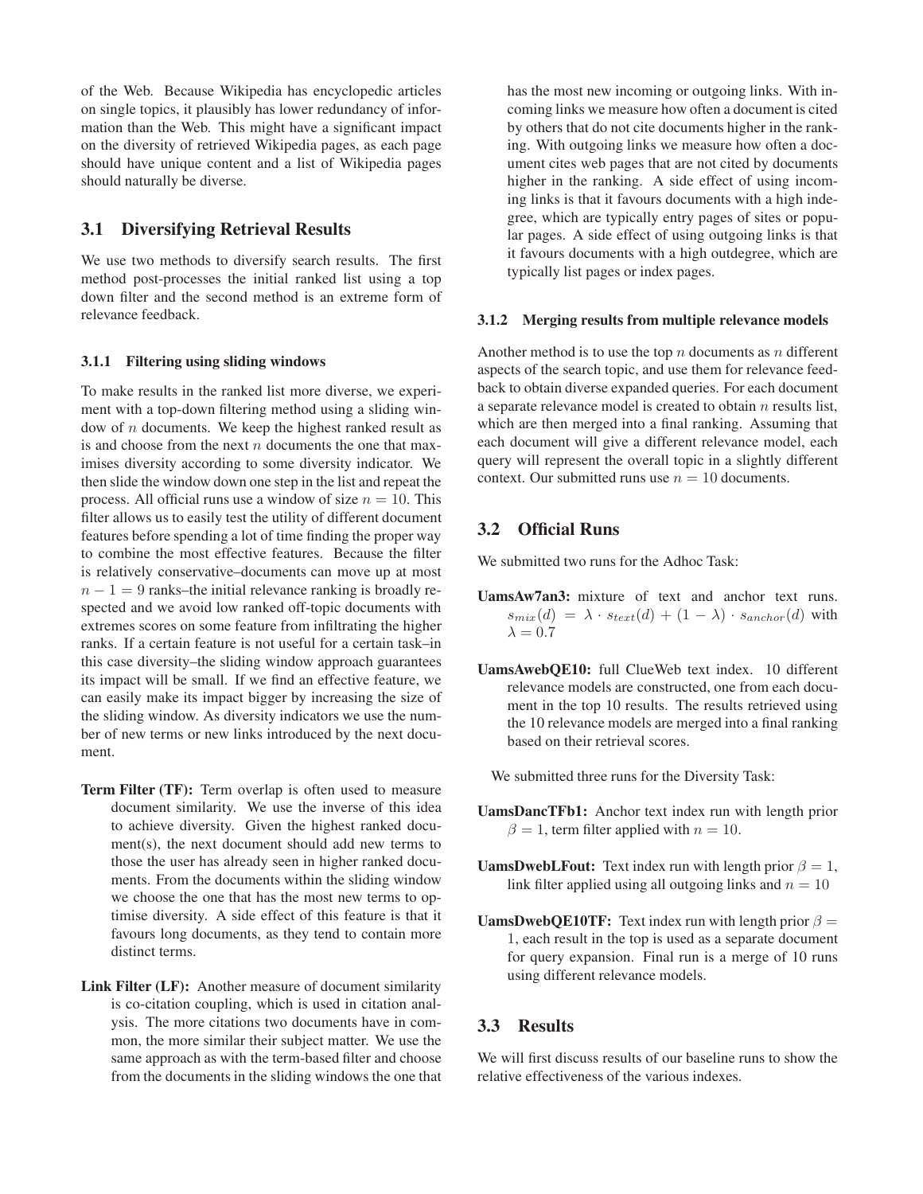of the Web. Because Wikipedia has encyclopedic articles on single topics, it plausibly has lower redundancy of information than the Web. This might have a significant impact on the diversity of retrieved Wikipedia pages, as each page should have unique content and a list of Wikipedia pages should naturally be diverse.

## 3.1 Diversifying Retrieval Results

We use two methods to diversify search results. The first method post-processes the initial ranked list using a top down filter and the second method is an extreme form of relevance feedback.

### 3.1.1 Filtering using sliding windows

To make results in the ranked list more diverse, we experiment with a top-down filtering method using a sliding window of $n$ documents. We keep the highest ranked result as is and choose from the next $n$ documents the one that maximises diversity according to some diversity indicator. We then slide the window down one step in the list and repeat the process. All official runs use a window of size $n = 10$. This filter allows us to easily test the utility of different document features before spending a lot of time finding the proper way to combine the most effective features. Because the filter is relatively conservative–documents can move up at most $n - 1 = 9$ ranks–the initial relevance ranking is broadly respected and we avoid low ranked off-topic documents with extremes scores on some feature from infiltrating the higher ranks. If a certain feature is not useful for a certain task–in this case diversity–the sliding window approach guarantees its impact will be small. If we find an effective feature, we can easily make its impact bigger by increasing the size of the sliding window. As diversity indicators we use the number of new terms or new links introduced by the next document.

**Term Filter (TF):** Term overlap is often used to measure document similarity. We use the inverse of this idea to achieve diversity. Given the highest ranked document(s), the next document should add new terms to those the user has already seen in higher ranked documents. From the documents within the sliding window we choose the one that has the most new terms to optimise diversity. A side effect of this feature is that it favours long documents, as they tend to contain more distinct terms.

**Link Filter (LF):** Another measure of document similarity is co-citation coupling, which is used in citation analysis. The more citations two documents have in common, the more similar their subject matter. We use the same approach as with the term-based filter and choose from the documents in the sliding windows the one that has the most new incoming or outgoing links. With incoming links we measure how often a document is cited by others that do not cite documents higher in the ranking. With outgoing links we measure how often a document cites web pages that are not cited by documents higher in the ranking. A side effect of using incoming links is that it favours documents with a high indegree, which are typically entry pages of sites or popular pages. A side effect of using outgoing links is that it favours documents with a high outdegree, which are typically list pages or index pages.

### 3.1.2 Merging results from multiple relevance models

Another method is to use the top $n$ documents as $n$ different aspects of the search topic, and use them for relevance feedback to obtain diverse expanded queries. For each document a separate relevance model is created to obtain $n$ results list, which are then merged into a final ranking. Assuming that each document will give a different relevance model, each query will represent the overall topic in a slightly different context. Our submitted runs use $n = 10$ documents.

## 3.2 Official Runs

We submitted two runs for the Adhoc Task:

**UamsAw7an3:** mixture of text and anchor text runs. $s_{mix}(d) = \lambda \cdot s_{text}(d) + (1 - \lambda) \cdot s_{anchor}(d)$ with $\lambda = 0.7$

**UamsAwebQE10:** full ClueWeb text index. 10 different relevance models are constructed, one from each document in the top 10 results. The results retrieved using the 10 relevance models are merged into a final ranking based on their retrieval scores.

We submitted three runs for the Diversity Task:

**UamsDancTFb1:** Anchor text index run with length prior $\beta = 1$, term filter applied with $n = 10$.

**UamsDwebLFout:** Text index run with length prior $\beta = 1$, link filter applied using all outgoing links and $n = 10$

**UamsDwebQE10TF:** Text index run with length prior $\beta = 1$, each result in the top is used as a separate document for query expansion. Final run is a merge of 10 runs using different relevance models.

## 3.3 Results

We will first discuss results of our baseline runs to show the relative effectiveness of the various indexes.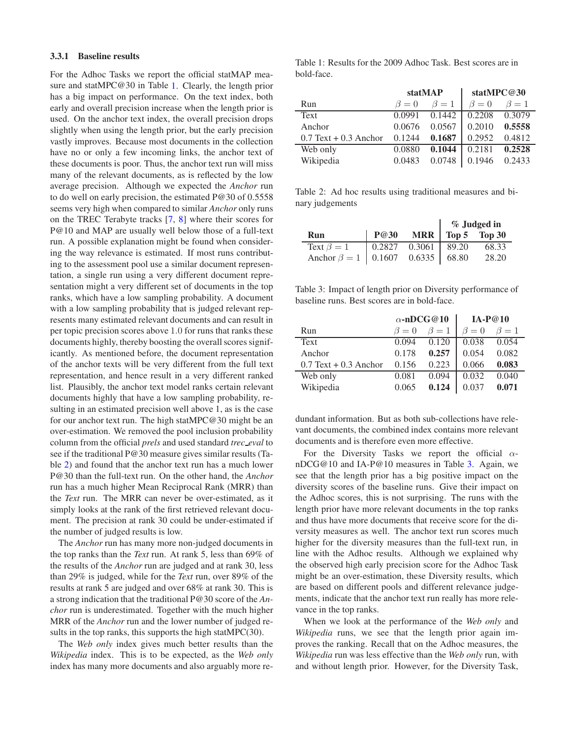### 3.3.1 Baseline results

For the Adhoc Tasks we report the official statMAP measure and statMPC@30 in Table 1. Clearly, the length prior has a big impact on performance. On the text index, both early and overall precision increase when the length prior is used. On the anchor text index, the overall precision drops slightly when using the length prior, but the early precision vastly improves. Because most documents in the collection have no or only a few incoming links, the anchor text of these documents is poor. Thus, the anchor text run will miss many of the relevant documents, as is reflected by the low average precision. Although we expected the *Anchor* run to do well on early precision, the estimated P@30 of 0.5558 seems very high when compared to similar *Anchor* only runs on the TREC Terabyte tracks [7, 8] where their scores for P@10 and MAP are usually well below those of a full-text run. A possible explanation might be found when considering the way relevance is estimated. If most runs contributing to the assessment pool use a similar document representation, a single run using a very different document representation might a very different set of documents in the top ranks, which have a low sampling probability. A document with a low sampling probability that is judged relevant represents many estimated relevant documents and can result in per topic precision scores above 1.0 for runs that ranks these documents highly, thereby boosting the overall scores significantly. As mentioned before, the document representation of the anchor texts will be very different from the full text representation, and hence result in a very different ranked list. Plausibly, the anchor text model ranks certain relevant documents highly that have a low sampling probability, resulting in an estimated precision well above 1, as is the case for our anchor text run. The high statMPC@30 might be an over-estimation. We removed the pool inclusion probability column from the official *prels* and used standard *trec_eval* to see if the traditional P@30 measure gives similar results (Table 2) and found that the anchor text run has a much lower P@30 than the full-text run. On the other hand, the *Anchor* run has a much higher Mean Reciprocal Rank (MRR) than the *Text* run. The MRR can never be over-estimated, as it simply looks at the rank of the first retrieved relevant document. The precision at rank 30 could be under-estimated if the number of judged results is low.

The *Anchor* run has many more non-judged documents in the top ranks than the *Text* run. At rank 5, less than 69% of the results of the *Anchor* run are judged and at rank 30, less than 29% is judged, while for the *Text* run, over 89% of the results at rank 5 are judged and over 68% at rank 30. This is a strong indication that the traditional P@30 score of the *Anchor* run is underestimated. Together with the much higher MRR of the *Anchor* run and the lower number of judged results in the top ranks, this supports the high statMPC(30).

The *Web only* index gives much better results than the *Wikipedia* index. This is to be expected, as the *Web only* index has many more documents and also arguably more redundant information. But as both sub-collections have relevant documents, the combined index contains more relevant documents and is therefore even more effective.

Table 1: Results for the 2009 Adhoc Task. Best scores are in bold-face.

| | statMAP | | statMPC@30 | |
|---|---|---|---|---|
| Run | $\beta = 0$ | $\beta = 1$ | $\beta = 0$ | $\beta = 1$ |
| Text | 0.0991 | 0.1442 | 0.2208 | 0.3079 |
| Anchor | 0.0676 | 0.0567 | 0.2010 | **0.5558** |
| 0.7 Text + 0.3 Anchor | 0.1244 | **0.1687** | 0.2952 | 0.4812 |
| Web only | 0.0880 | **0.1044** | 0.2181 | **0.2528** |
| Wikipedia | 0.0483 | 0.0748 | 0.1946 | 0.2433 |

Table 2: Ad hoc results using traditional measures and binary judgements

| | | | % Judged in | |
|---|---|---|---|---|
| **Run** | **P@30** | **MRR** | **Top 5** | **Top 30** |
| Text $\beta = 1$ | 0.2827 | 0.3061 | 89.20 | 68.33 |
| Anchor $\beta = 1$ | 0.1607 | 0.6335 | 68.80 | 28.20 |

Table 3: Impact of length prior on Diversity performance of baseline runs. Best scores are in bold-face.

| | $\alpha$-nDCG@10 | | IA-P@10 | |
|---|---|---|---|---|
| Run | $\beta = 0$ | $\beta = 1$ | $\beta = 0$ | $\beta = 1$ |
| Text | 0.094 | 0.120 | 0.038 | 0.054 |
| Anchor | 0.178 | **0.257** | 0.054 | 0.082 |
| 0.7 Text + 0.3 Anchor | 0.156 | 0.223 | 0.066 | **0.083** |
| Web only | 0.081 | 0.094 | 0.032 | 0.040 |
| Wikipedia | 0.065 | **0.124** | 0.037 | **0.071** |

For the Diversity Tasks we report the official $\alpha$-nDCG@10 and IA-P@10 measures in Table 3. Again, we see that the length prior has a big positive impact on the diversity scores of the baseline runs. Give their impact on the Adhoc scores, this is not surprising. The runs with the length prior have more relevant documents in the top ranks and thus have more documents that receive score for the diversity measures as well. The anchor text run scores much higher for the diversity measures than the full-text run, in line with the Adhoc results. Although we explained why the observed high early precision score for the Adhoc Task might be an over-estimation, these Diversity results, which are based on different pools and different relevance judgements, indicate that the anchor text run really has more relevance in the top ranks.

When we look at the performance of the *Web only* and *Wikipedia* runs, we see that the length prior again improves the ranking. Recall that on the Adhoc measures, the *Wikipedia* run was less effective than the *Web only* run, with and without length prior. However, for the Diversity Task,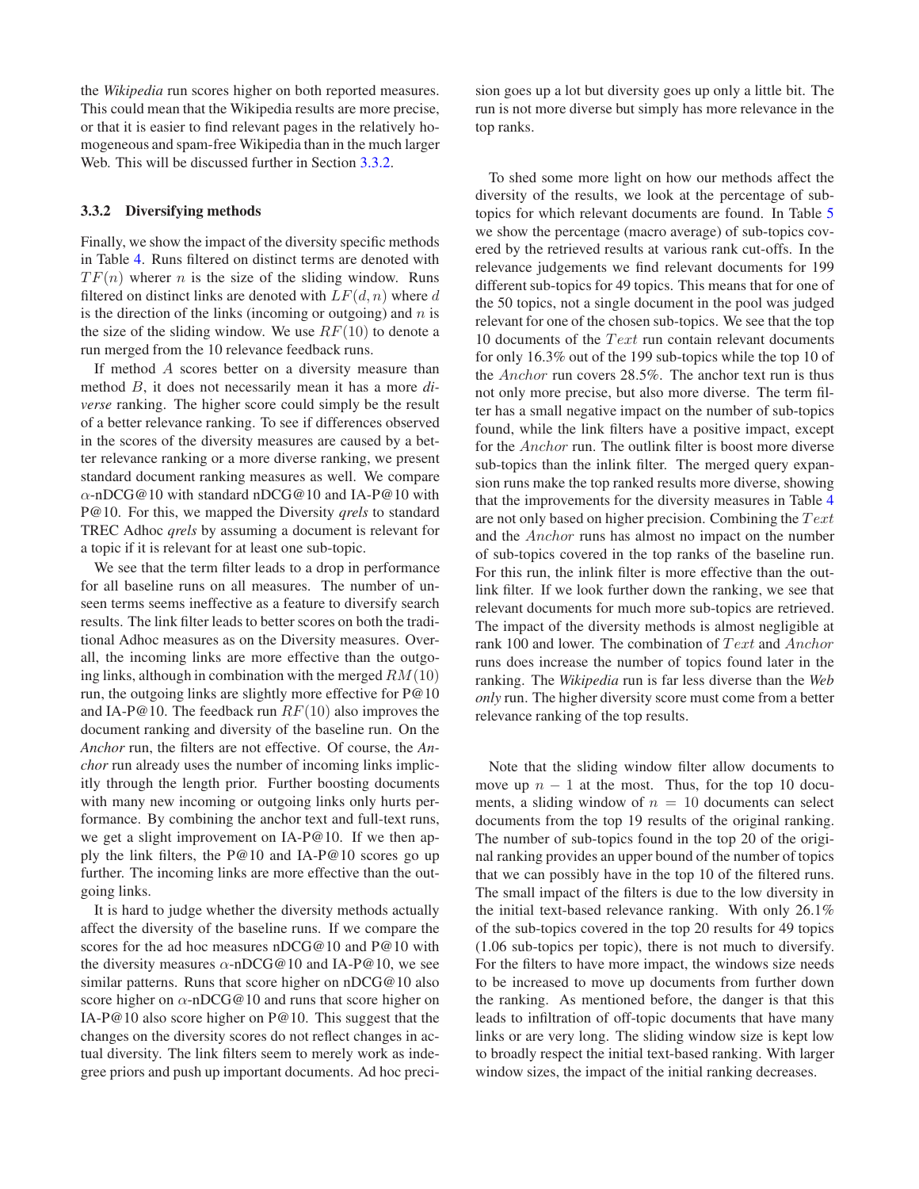the *Wikipedia* run scores higher on both reported measures. This could mean that the Wikipedia results are more precise, or that it is easier to find relevant pages in the relatively homogeneous and spam-free Wikipedia than in the much larger Web. This will be discussed further in Section 3.3.2.

### 3.3.2 Diversifying methods

Finally, we show the impact of the diversity specific methods in Table 4. Runs filtered on distinct terms are denoted with $TF(n)$ wherer $n$ is the size of the sliding window. Runs filtered on distinct links are denoted with $LF(d, n)$ where $d$ is the direction of the links (incoming or outgoing) and $n$ is the size of the sliding window. We use $RF(10)$ to denote a run merged from the 10 relevance feedback runs.

If method $A$ scores better on a diversity measure than method $B$, it does not necessarily mean it has a more *diverse* ranking. The higher score could simply be the result of a better relevance ranking. To see if differences observed in the scores of the diversity measures are caused by a better relevance ranking or a more diverse ranking, we present standard document ranking measures as well. We compare $\alpha$-nDCG@10 with standard nDCG@10 and IA-P@10 with P@10. For this, we mapped the Diversity *qrels* to standard TREC Adhoc *qrels* by assuming a document is relevant for a topic if it is relevant for at least one sub-topic.

We see that the term filter leads to a drop in performance for all baseline runs on all measures. The number of unseen terms seems ineffective as a feature to diversify search results. The link filter leads to better scores on both the traditional Adhoc measures as on the Diversity measures. Overall, the incoming links are more effective than the outgoing links, although in combination with the merged $RM(10)$ run, the outgoing links are slightly more effective for P@10 and IA-P@10. The feedback run $RF(10)$ also improves the document ranking and diversity of the baseline run. On the *Anchor* run, the filters are not effective. Of course, the *Anchor* run already uses the number of incoming links implicitly through the length prior. Further boosting documents with many new incoming or outgoing links only hurts performance. By combining the anchor text and full-text runs, we get a slight improvement on IA-P@10. If we then apply the link filters, the P@10 and IA-P@10 scores go up further. The incoming links are more effective than the outgoing links.

It is hard to judge whether the diversity methods actually affect the diversity of the baseline runs. If we compare the scores for the ad hoc measures nDCG@10 and P@10 with the diversity measures $\alpha$-nDCG@10 and IA-P@10, we see similar patterns. Runs that score higher on nDCG@10 also score higher on $\alpha$-nDCG@10 and runs that score higher on IA-P@10 also score higher on P@10. This suggest that the changes on the diversity scores do not reflect changes in actual diversity. The link filters seem to merely work as indegree priors and push up important documents. Ad hoc precision goes up a lot but diversity goes up only a little bit. The run is not more diverse but simply has more relevance in the top ranks.

To shed some more light on how our methods affect the diversity of the results, we look at the percentage of subtopics for which relevant documents are found. In Table 5 we show the percentage (macro average) of sub-topics covered by the retrieved results at various rank cut-offs. In the relevance judgements we find relevant documents for 199 different sub-topics for 49 topics. This means that for one of the 50 topics, not a single document in the pool was judged relevant for one of the chosen sub-topics. We see that the top 10 documents of the $Text$ run contain relevant documents for only 16.3% out of the 199 sub-topics while the top 10 of the $Anchor$ run covers 28.5%. The anchor text run is thus not only more precise, but also more diverse. The term filter has a small negative impact on the number of sub-topics found, while the link filters have a positive impact, except for the $Anchor$ run. The outlink filter is boost more diverse sub-topics than the inlink filter. The merged query expansion runs make the top ranked results more diverse, showing that the improvements for the diversity measures in Table 4 are not only based on higher precision. Combining the $Text$ and the $Anchor$ runs has almost no impact on the number of sub-topics covered in the top ranks of the baseline run. For this run, the inlink filter is more effective than the outlink filter. If we look further down the ranking, we see that relevant documents for much more sub-topics are retrieved. The impact of the diversity methods is almost negligible at rank 100 and lower. The combination of $Text$ and $Anchor$ runs does increase the number of topics found later in the ranking. The *Wikipedia* run is far less diverse than the *Web only* run. The higher diversity score must come from a better relevance ranking of the top results.

Note that the sliding window filter allow documents to move up $n - 1$ at the most. Thus, for the top 10 documents, a sliding window of $n = 10$ documents can select documents from the top 19 results of the original ranking. The number of sub-topics found in the top 20 of the original ranking provides an upper bound of the number of topics that we can possibly have in the top 10 of the filtered runs. The small impact of the filters is due to the low diversity in the initial text-based relevance ranking. With only 26.1% of the sub-topics covered in the top 20 results for 49 topics (1.06 sub-topics per topic), there is not much to diversify. For the filters to have more impact, the windows size needs to be increased to move up documents from further down the ranking. As mentioned before, the danger is that this leads to infiltration of off-topic documents that have many links or are very long. The sliding window size is kept low to broadly respect the initial text-based ranking. With larger window sizes, the impact of the initial ranking decreases.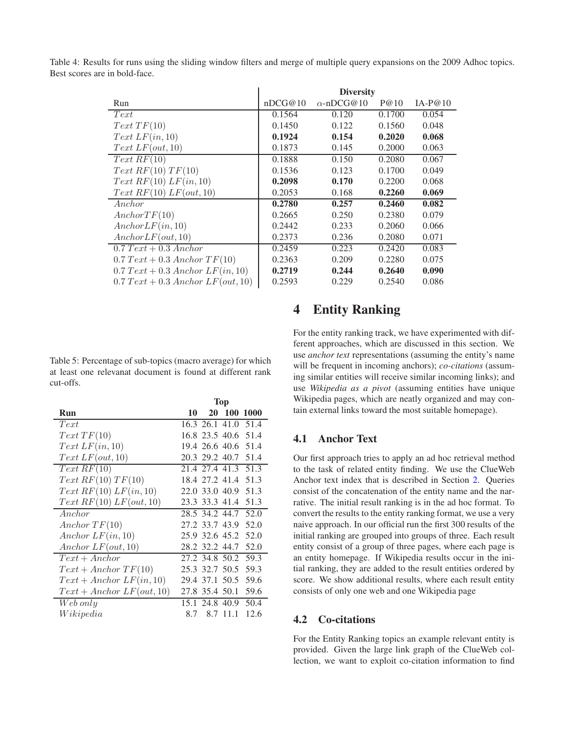Table 4: Results for runs using the sliding window filters and merge of multiple query expansions on the 2009 Adhoc topics. Best scores are in bold-face.

| | **Diversity** | | | |
|---|---|---|---|---|
| Run | nDCG@10 | $\alpha$-nDCG@10 | P@10 | IA-P@10 |
| $Text$ | 0.1564 | 0.120 | 0.1700 | 0.054 |
| $Text\ TF(10)$ | 0.1450 | 0.122 | 0.1560 | 0.048 |
| $Text\ LF(in, 10)$ | **0.1924** | **0.154** | **0.2020** | **0.068** |
| $Text\ LF(out, 10)$ | 0.1873 | 0.145 | 0.2000 | 0.063 |
| $Text\ RF(10)$ | 0.1888 | 0.150 | 0.2080 | 0.067 |
| $Text\ RF(10)\ TF(10)$ | 0.1536 | 0.123 | 0.1700 | 0.049 |
| $Text\ RF(10)\ LF(in, 10)$ | **0.2098** | **0.170** | 0.2200 | 0.068 |
| $Text\ RF(10)\ LF(out, 10)$ | 0.2053 | 0.168 | **0.2260** | **0.069** |
| $Anchor$ | **0.2780** | **0.257** | **0.2460** | **0.082** |
| $AnchorTF(10)$ | 0.2665 | 0.250 | 0.2380 | 0.079 |
| $AnchorLF(in, 10)$ | 0.2442 | 0.233 | 0.2060 | 0.066 |
| $AnchorLF(out, 10)$ | 0.2373 | 0.236 | 0.2080 | 0.071 |
| $0.7\ Text + 0.3\ Anchor$ | 0.2459 | 0.223 | 0.2420 | 0.083 |
| $0.7\ Text + 0.3\ Anchor\ TF(10)$ | 0.2363 | 0.209 | 0.2280 | 0.075 |
| $0.7\ Text + 0.3\ Anchor\ LF(in, 10)$ | **0.2719** | **0.244** | **0.2640** | **0.090** |
| $0.7\ Text + 0.3\ Anchor\ LF(out, 10)$ | 0.2593 | 0.229 | 0.2540 | 0.086 |

Table 5: Percentage of sub-topics (macro average) for which at least one relevanat document is found at different rank cut-offs.

| | **Top** | | | |
|---|---|---|---|---|
| **Run** | **10** | **20** | **100** | **1000** |
| $Text$ | 16.3 | 26.1 | 41.0 | 51.4 |
| $Text\ TF(10)$ | 16.8 | 23.5 | 40.6 | 51.4 |
| $Text\ LF(in, 10)$ | 19.4 | 26.6 | 40.6 | 51.4 |
| $Text\ LF(out, 10)$ | 20.3 | 29.2 | 40.7 | 51.4 |
| $Text\ RF(10)$ | 21.4 | 27.4 | 41.3 | 51.3 |
| $Text\ RF(10)\ TF(10)$ | 18.4 | 27.2 | 41.4 | 51.3 |
| $Text\ RF(10)\ LF(in, 10)$ | 22.0 | 33.0 | 40.9 | 51.3 |
| $Text\ RF(10)\ LF(out, 10)$ | 23.3 | 33.3 | 41.4 | 51.3 |
| $Anchor$ | 28.5 | 34.2 | 44.7 | 52.0 |
| $Anchor\ TF(10)$ | 27.2 | 33.7 | 43.9 | 52.0 |
| $Anchor\ LF(in, 10)$ | 25.9 | 32.6 | 45.2 | 52.0 |
| $Anchor\ LF(out, 10)$ | 28.2 | 32.2 | 44.7 | 52.0 |
| $Text + Anchor$ | 27.2 | 34.8 | 50.2 | 59.3 |
| $Text + Anchor\ TF(10)$ | 25.3 | 32.7 | 50.5 | 59.3 |
| $Text + Anchor\ LF(in, 10)$ | 29.4 | 37.1 | 50.5 | 59.6 |
| $Text + Anchor\ LF(out, 10)$ | 27.8 | 35.4 | 50.1 | 59.6 |
| $Web\ only$ | 15.1 | 24.8 | 40.9 | 50.4 |
| $Wikipedia$ | 8.7 | 8.7 | 11.1 | 12.6 |

# 4 Entity Ranking

For the entity ranking track, we have experimented with different approaches, which are discussed in this section. We use *anchor text* representations (assuming the entity's name will be frequent in incoming anchors); *co-citations* (assuming similar entities will receive similar incoming links); and use *Wikipedia as a pivot* (assuming entities have unique Wikipedia pages, which are neatly organized and may contain external links toward the most suitable homepage).

## 4.1 Anchor Text

Our first approach tries to apply an ad hoc retrieval method to the task of related entity finding. We use the ClueWeb Anchor text index that is described in Section 2. Queries consist of the concatenation of the entity name and the narrative. The initial result ranking is in the ad hoc format. To convert the results to the entity ranking format, we use a very naive approach. In our official run the first 300 results of the initial ranking are grouped into groups of three. Each result entity consist of a group of three pages, where each page is an entity homepage. If Wikipedia results occur in the initial ranking, they are added to the result entities ordered by score. We show additional results, where each result entity consists of only one web and one Wikipedia page

## 4.2 Co-citations

For the Entity Ranking topics an example relevant entity is provided. Given the large link graph of the ClueWeb collection, we want to exploit co-citation information to find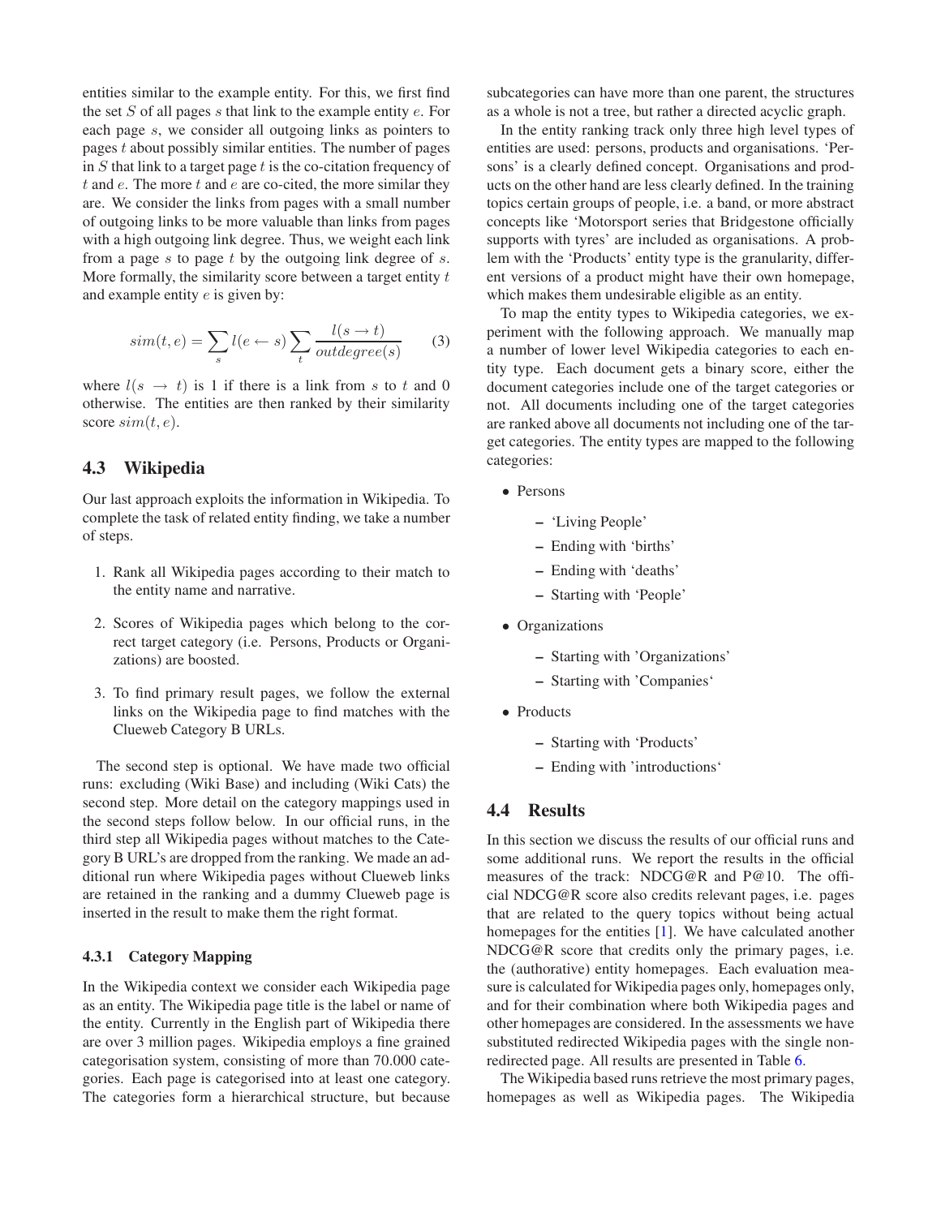entities similar to the example entity. For this, we first find the set $S$ of all pages $s$ that link to the example entity $e$. For each page $s$, we consider all outgoing links as pointers to pages $t$ about possibly similar entities. The number of pages in $S$ that link to a target page $t$ is the co-citation frequency of $t$ and $e$. The more $t$ and $e$ are co-cited, the more similar they are. We consider the links from pages with a small number of outgoing links to be more valuable than links from pages with a high outgoing link degree. Thus, we weight each link from a page $s$ to page $t$ by the outgoing link degree of $s$. More formally, the similarity score between a target entity $t$ and example entity $e$ is given by:

$$sim(t,e) = \sum_{s} l(e \leftarrow s) \sum_{t} \frac{l(s \rightarrow t)}{outdegree(s)} \qquad (3)$$

where $l(s \rightarrow t)$ is 1 if there is a link from $s$ to $t$ and 0 otherwise. The entities are then ranked by their similarity score $sim(t,e)$.

## 4.3 Wikipedia

Our last approach exploits the information in Wikipedia. To complete the task of related entity finding, we take a number of steps.

1. Rank all Wikipedia pages according to their match to the entity name and narrative.
2. Scores of Wikipedia pages which belong to the correct target category (i.e. Persons, Products or Organizations) are boosted.
3. To find primary result pages, we follow the external links on the Wikipedia page to find matches with the Clueweb Category B URLs.

The second step is optional. We have made two official runs: excluding (Wiki Base) and including (Wiki Cats) the second step. More detail on the category mappings used in the second steps follow below. In our official runs, in the third step all Wikipedia pages without matches to the Category B URL's are dropped from the ranking. We made an additional run where Wikipedia pages without Clueweb links are retained in the ranking and a dummy Clueweb page is inserted in the result to make them the right format.

### 4.3.1 Category Mapping

In the Wikipedia context we consider each Wikipedia page as an entity. The Wikipedia page title is the label or name of the entity. Currently in the English part of Wikipedia there are over 3 million pages. Wikipedia employs a fine grained categorisation system, consisting of more than 70.000 categories. Each page is categorised into at least one category. The categories form a hierarchical structure, but because subcategories can have more than one parent, the structures as a whole is not a tree, but rather a directed acyclic graph.

In the entity ranking track only three high level types of entities are used: persons, products and organisations. 'Persons' is a clearly defined concept. Organisations and products on the other hand are less clearly defined. In the training topics certain groups of people, i.e. a band, or more abstract concepts like 'Motorsport series that Bridgestone officially supports with tyres' are included as organisations. A problem with the 'Products' entity type is the granularity, different versions of a product might have their own homepage, which makes them undesirable eligible as an entity.

To map the entity types to Wikipedia categories, we experiment with the following approach. We manually map a number of lower level Wikipedia categories to each entity type. Each document gets a binary score, either the document categories include one of the target categories or not. All documents including one of the target categories are ranked above all documents not including one of the target categories. The entity types are mapped to the following categories:

- Persons
  - 'Living People'
  - Ending with 'births'
  - Ending with 'deaths'
  - Starting with 'People'
- Organizations
  - Starting with 'Organizations'
  - Starting with 'Companies'
- Products
  - Starting with 'Products'
  - Ending with 'introductions'

## 4.4 Results

In this section we discuss the results of our official runs and some additional runs. We report the results in the official measures of the track: NDCG@R and P@10. The official NDCG@R score also credits relevant pages, i.e. pages that are related to the query topics without being actual homepages for the entities [1]. We have calculated another NDCG@R score that credits only the primary pages, i.e. the (authorative) entity homepages. Each evaluation measure is calculated for Wikipedia pages only, homepages only, and for their combination where both Wikipedia pages and other homepages are considered. In the assessments we have substituted redirected Wikipedia pages with the single non-redirected page. All results are presented in Table 6.

The Wikipedia based runs retrieve the most primary pages, homepages as well as Wikipedia pages. The Wikipedia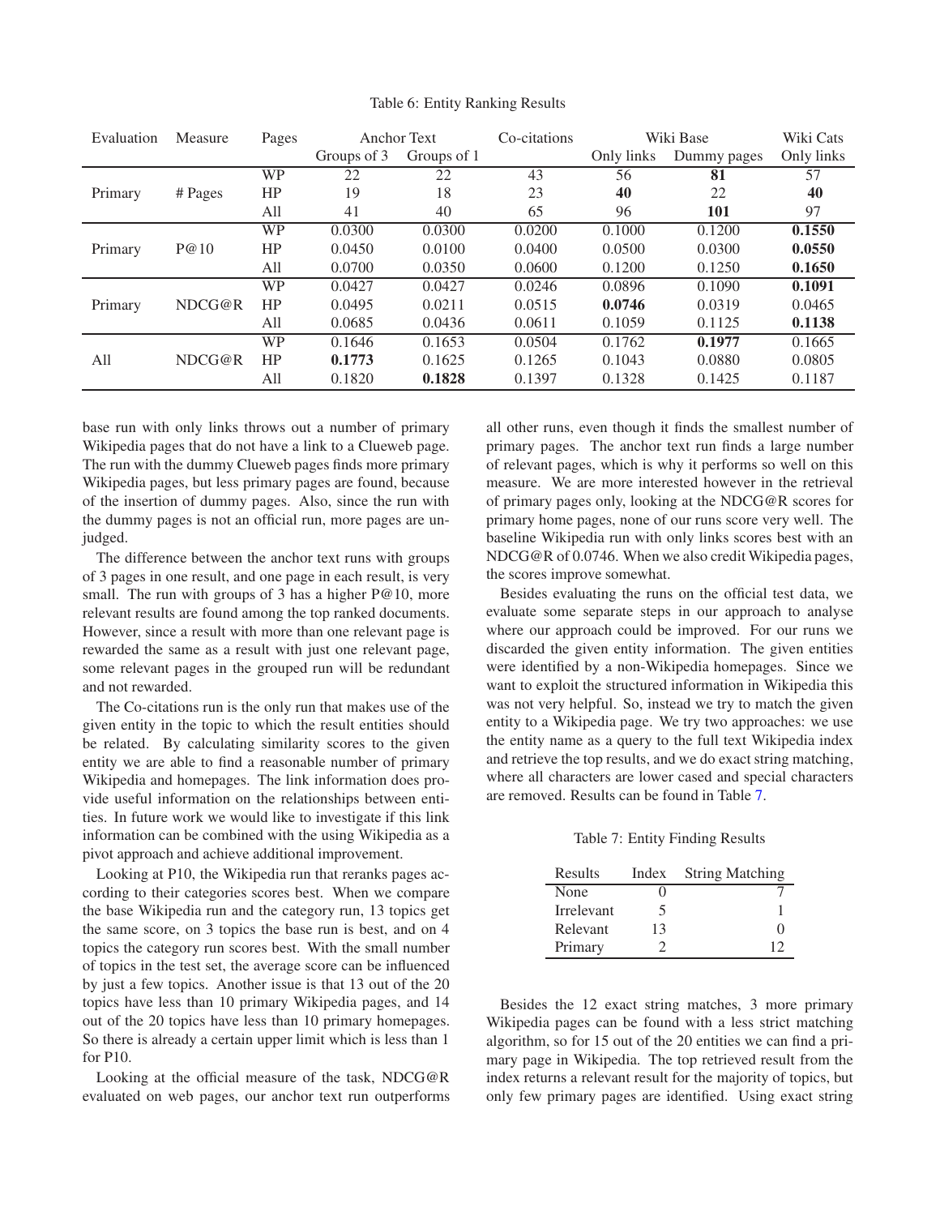Table 6: Entity Ranking Results

| Evaluation | Measure | Pages | Anchor Text | | Co-citations | Wiki Base | | Wiki Cats |
|---|---|---|---|---|---|---|---|---|
| | | | Groups of 3 | Groups of 1 | | Only links | Dummy pages | Only links |
| Primary | # Pages | WP | 22 | 22 | 43 | 56 | **81** | 57 |
| | | HP | 19 | 18 | 23 | **40** | 22 | **40** |
| | | All | 41 | 40 | 65 | 96 | **101** | 97 |
| Primary | P@10 | WP | 0.0300 | 0.0300 | 0.0200 | 0.1000 | 0.1200 | **0.1550** |
| | | HP | 0.0450 | 0.0100 | 0.0400 | 0.0500 | 0.0300 | **0.0550** |
| | | All | 0.0700 | 0.0350 | 0.0600 | 0.1200 | 0.1250 | **0.1650** |
| Primary | NDCG@R | WP | 0.0427 | 0.0427 | 0.0246 | 0.0896 | 0.1090 | **0.1091** |
| | | HP | 0.0495 | 0.0211 | 0.0515 | **0.0746** | 0.0319 | 0.0465 |
| | | All | 0.0685 | 0.0436 | 0.0611 | 0.1059 | 0.1125 | **0.1138** |
| All | NDCG@R | WP | 0.1646 | 0.1653 | 0.0504 | 0.1762 | **0.1977** | 0.1665 |
| | | HP | **0.1773** | 0.1625 | 0.1265 | 0.1043 | 0.0880 | 0.0805 |
| | | All | 0.1820 | **0.1828** | 0.1397 | 0.1328 | 0.1425 | 0.1187 |

base run with only links throws out a number of primary Wikipedia pages that do not have a link to a Clueweb page. The run with the dummy Clueweb pages finds more primary Wikipedia pages, but less primary pages are found, because of the insertion of dummy pages. Also, since the run with the dummy pages is not an official run, more pages are unjudged.

The difference between the anchor text runs with groups of 3 pages in one result, and one page in each result, is very small. The run with groups of 3 has a higher P@10, more relevant results are found among the top ranked documents. However, since a result with more than one relevant page is rewarded the same as a result with just one relevant page, some relevant pages in the grouped run will be redundant and not rewarded.

The Co-citations run is the only run that makes use of the given entity in the topic to which the result entities should be related. By calculating similarity scores to the given entity we are able to find a reasonable number of primary Wikipedia and homepages. The link information does provide useful information on the relationships between entities. In future work we would like to investigate if this link information can be combined with the using Wikipedia as a pivot approach and achieve additional improvement.

Looking at P10, the Wikipedia run that reranks pages according to their categories scores best. When we compare the base Wikipedia run and the category run, 13 topics get the same score, on 3 topics the base run is best, and on 4 topics the category run scores best. With the small number of topics in the test set, the average score can be influenced by just a few topics. Another issue is that 13 out of the 20 topics have less than 10 primary Wikipedia pages, and 14 out of the 20 topics have less than 10 primary homepages. So there is already a certain upper limit which is less than 1 for P10.

Looking at the official measure of the task, NDCG@R evaluated on web pages, our anchor text run outperforms all other runs, even though it finds the smallest number of primary pages. The anchor text run finds a large number of relevant pages, which is why it performs so well on this measure. We are more interested however in the retrieval of primary pages only, looking at the NDCG@R scores for primary home pages, none of our runs score very well. The baseline Wikipedia run with only links scores best with an NDCG@R of 0.0746. When we also credit Wikipedia pages, the scores improve somewhat.

Besides evaluating the runs on the official test data, we evaluate some separate steps in our approach to analyse where our approach could be improved. For our runs we discarded the given entity information. The given entities were identified by a non-Wikipedia homepages. Since we want to exploit the structured information in Wikipedia this was not very helpful. So, instead we try to match the given entity to a Wikipedia page. We try two approaches: we use the entity name as a query to the full text Wikipedia index and retrieve the top results, and we do exact string matching, where all characters are lower cased and special characters are removed. Results can be found in Table 7.

Table 7: Entity Finding Results

| Results | Index | String Matching |
|---|---|---|
| None | 0 | 7 |
| Irrelevant | 5 | 1 |
| Relevant | 13 | 0 |
| Primary | 2 | 12 |

Besides the 12 exact string matches, 3 more primary Wikipedia pages can be found with a less strict matching algorithm, so for 15 out of the 20 entities we can find a primary page in Wikipedia. The top retrieved result from the index returns a relevant result for the majority of topics, but only few primary pages are identified. Using exact string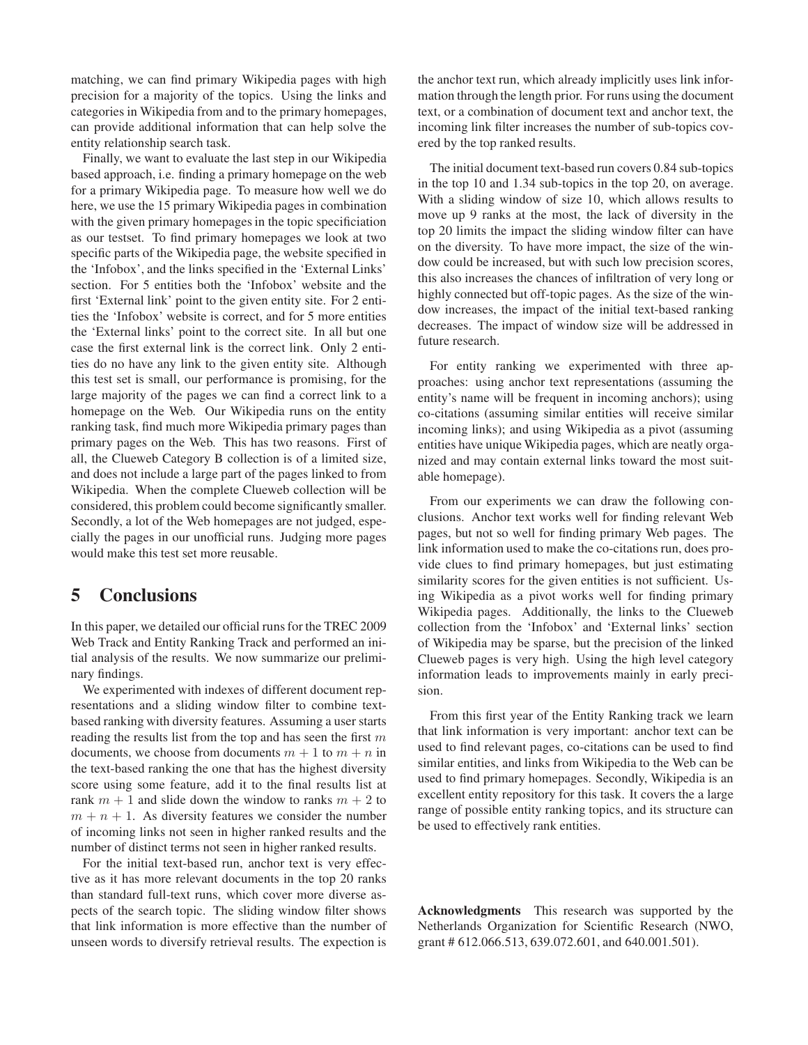matching, we can find primary Wikipedia pages with high precision for a majority of the topics. Using the links and categories in Wikipedia from and to the primary homepages, can provide additional information that can help solve the entity relationship search task.

Finally, we want to evaluate the last step in our Wikipedia based approach, i.e. finding a primary homepage on the web for a primary Wikipedia page. To measure how well we do here, we use the 15 primary Wikipedia pages in combination with the given primary homepages in the topic specificiation as our testset. To find primary homepages we look at two specific parts of the Wikipedia page, the website specified in the 'Infobox', and the links specified in the 'External Links' section. For 5 entities both the 'Infobox' website and the first 'External link' point to the given entity site. For 2 entities the 'Infobox' website is correct, and for 5 more entities the 'External links' point to the correct site. In all but one case the first external link is the correct link. Only 2 entities do no have any link to the given entity site. Although this test set is small, our performance is promising, for the large majority of the pages we can find a correct link to a homepage on the Web. Our Wikipedia runs on the entity ranking task, find much more Wikipedia primary pages than primary pages on the Web. This has two reasons. First of all, the Clueweb Category B collection is of a limited size, and does not include a large part of the pages linked to from Wikipedia. When the complete Clueweb collection will be considered, this problem could become significantly smaller. Secondly, a lot of the Web homepages are not judged, especially the pages in our unofficial runs. Judging more pages would make this test set more reusable.

# 5 Conclusions

In this paper, we detailed our official runs for the TREC 2009 Web Track and Entity Ranking Track and performed an initial analysis of the results. We now summarize our preliminary findings.

We experimented with indexes of different document representations and a sliding window filter to combine text-based ranking with diversity features. Assuming a user starts reading the results list from the top and has seen the first $m$ documents, we choose from documents $m+1$ to $m+n$ in the text-based ranking the one that has the highest diversity score using some feature, add it to the final results list at rank $m+1$ and slide down the window to ranks $m+2$ to $m+n+1$. As diversity features we consider the number of incoming links not seen in higher ranked results and the number of distinct terms not seen in higher ranked results.

For the initial text-based run, anchor text is very effective as it has more relevant documents in the top 20 ranks than standard full-text runs, which cover more diverse aspects of the search topic. The sliding window filter shows that link information is more effective than the number of unseen words to diversify retrieval results. The expection is the anchor text run, which already implicitly uses link information through the length prior. For runs using the document text, or a combination of document text and anchor text, the incoming link filter increases the number of sub-topics covered by the top ranked results.

The initial document text-based run covers 0.84 sub-topics in the top 10 and 1.34 sub-topics in the top 20, on average. With a sliding window of size 10, which allows results to move up 9 ranks at the most, the lack of diversity in the top 20 limits the impact the sliding window filter can have on the diversity. To have more impact, the size of the window could be increased, but with such low precision scores, this also increases the chances of infiltration of very long or highly connected but off-topic pages. As the size of the window increases, the impact of the initial text-based ranking decreases. The impact of window size will be addressed in future research.

For entity ranking we experimented with three approaches: using anchor text representations (assuming the entity's name will be frequent in incoming anchors); using co-citations (assuming similar entities will receive similar incoming links); and using Wikipedia as a pivot (assuming entities have unique Wikipedia pages, which are neatly organized and may contain external links toward the most suitable homepage).

From our experiments we can draw the following conclusions. Anchor text works well for finding relevant Web pages, but not so well for finding primary Web pages. The link information used to make the co-citations run, does provide clues to find primary homepages, but just estimating similarity scores for the given entities is not sufficient. Using Wikipedia as a pivot works well for finding primary Wikipedia pages. Additionally, the links to the Clueweb collection from the 'Infobox' and 'External links' section of Wikipedia may be sparse, but the precision of the linked Clueweb pages is very high. Using the high level category information leads to improvements mainly in early precision.

From this first year of the Entity Ranking track we learn that link information is very important: anchor text can be used to find relevant pages, co-citations can be used to find similar entities, and links from Wikipedia to the Web can be used to find primary homepages. Secondly, Wikipedia is an excellent entity repository for this task. It covers the a large range of possible entity ranking topics, and its structure can be used to effectively rank entities.

**Acknowledgments** This research was supported by the Netherlands Organization for Scientific Research (NWO, grant # 612.066.513, 639.072.601, and 640.001.501).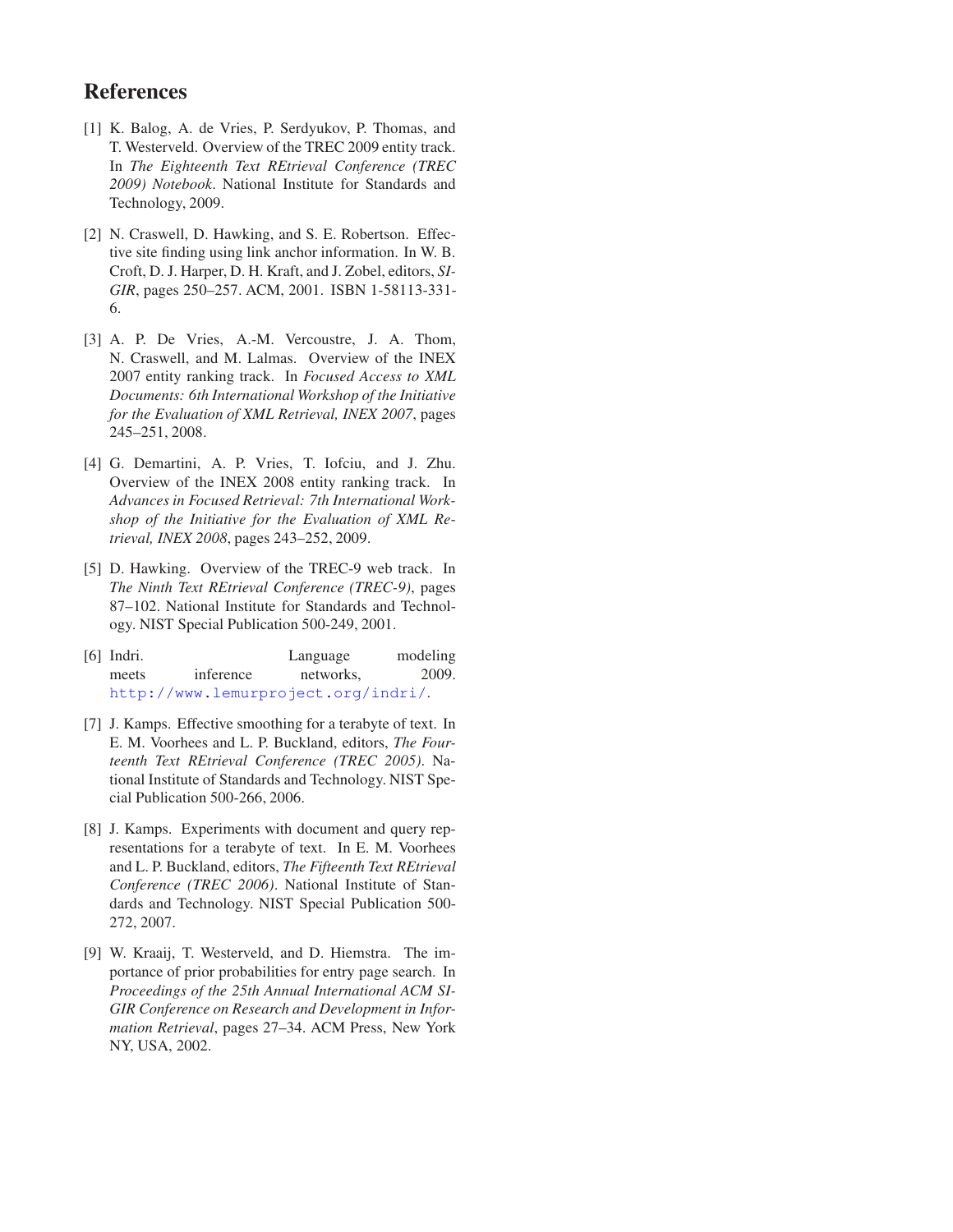## References

[1] K. Balog, A. de Vries, P. Serdyukov, P. Thomas, and T. Westerveld. Overview of the TREC 2009 entity track. In *The Eighteenth Text REtrieval Conference (TREC 2009) Notebook*. National Institute for Standards and Technology, 2009.

[2] N. Craswell, D. Hawking, and S. E. Robertson. Effective site finding using link anchor information. In W. B. Croft, D. J. Harper, D. H. Kraft, and J. Zobel, editors, *SIGIR*, pages 250–257. ACM, 2001. ISBN 1-58113-331-6.

[3] A. P. De Vries, A.-M. Vercoustre, J. A. Thom, N. Craswell, and M. Lalmas. Overview of the INEX 2007 entity ranking track. In *Focused Access to XML Documents: 6th International Workshop of the Initiative for the Evaluation of XML Retrieval, INEX 2007*, pages 245–251, 2008.

[4] G. Demartini, A. P. Vries, T. Iofciu, and J. Zhu. Overview of the INEX 2008 entity ranking track. In *Advances in Focused Retrieval: 7th International Workshop of the Initiative for the Evaluation of XML Retrieval, INEX 2008*, pages 243–252, 2009.

[5] D. Hawking. Overview of the TREC-9 web track. In *The Ninth Text REtrieval Conference (TREC-9)*, pages 87–102. National Institute for Standards and Technology. NIST Special Publication 500-249, 2001.

[6] Indri. Language modeling meets inference networks, 2009. http://www.lemurproject.org/indri/.

[7] J. Kamps. Effective smoothing for a terabyte of text. In E. M. Voorhees and L. P. Buckland, editors, *The Fourteenth Text REtrieval Conference (TREC 2005)*. National Institute of Standards and Technology. NIST Special Publication 500-266, 2006.

[8] J. Kamps. Experiments with document and query representations for a terabyte of text. In E. M. Voorhees and L. P. Buckland, editors, *The Fifteenth Text REtrieval Conference (TREC 2006)*. National Institute of Standards and Technology. NIST Special Publication 500-272, 2007.

[9] W. Kraaij, T. Westerveld, and D. Hiemstra. The importance of prior probabilities for entry page search. In *Proceedings of the 25th Annual International ACM SIGIR Conference on Research and Development in Information Retrieval*, pages 27–34. ACM Press, New York NY, USA, 2002.